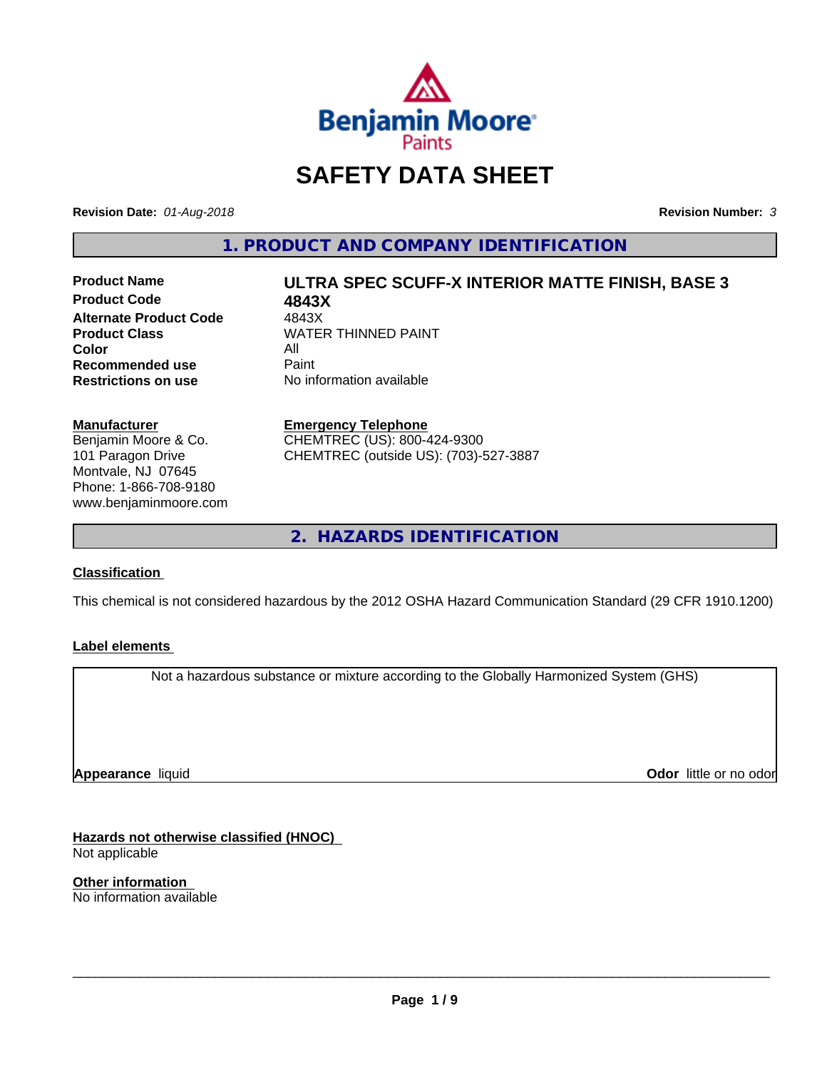# SAFETY DATA SHEET

**Revision Date:** *01-Aug-2018*

**Revision Number:** *3*

## 1. PRODUCT AND COMPANY IDENTIFICATION

| | |
|---|---|
| **Product Name** | **ULTRA SPEC SCUFF-X INTERIOR MATTE FINISH, BASE 3** |
| **Product Code** | **4843X** |
| **Alternate Product Code** | 4843X |
| **Product Class** | WATER THINNED PAINT |
| **Color** | All |
| **Recommended use** | Paint |
| **Restrictions on use** | No information available |

**Manufacturer**
Benjamin Moore & Co.
101 Paragon Drive
Montvale, NJ 07645
Phone: 1-866-708-9180
www.benjaminmoore.com

**Emergency Telephone**
CHEMTREC (US): 800-424-9300
CHEMTREC (outside US): (703)-527-3887

## 2. HAZARDS IDENTIFICATION

### Classification

This chemical is not considered hazardous by the 2012 OSHA Hazard Communication Standard (29 CFR 1910.1200)

### Label elements

Not a hazardous substance or mixture according to the Globally Harmonized System (GHS)

**Appearance** liquid

**Odor** little or no odor

### Hazards not otherwise classified (HNOC)

Not applicable

### Other information

No information available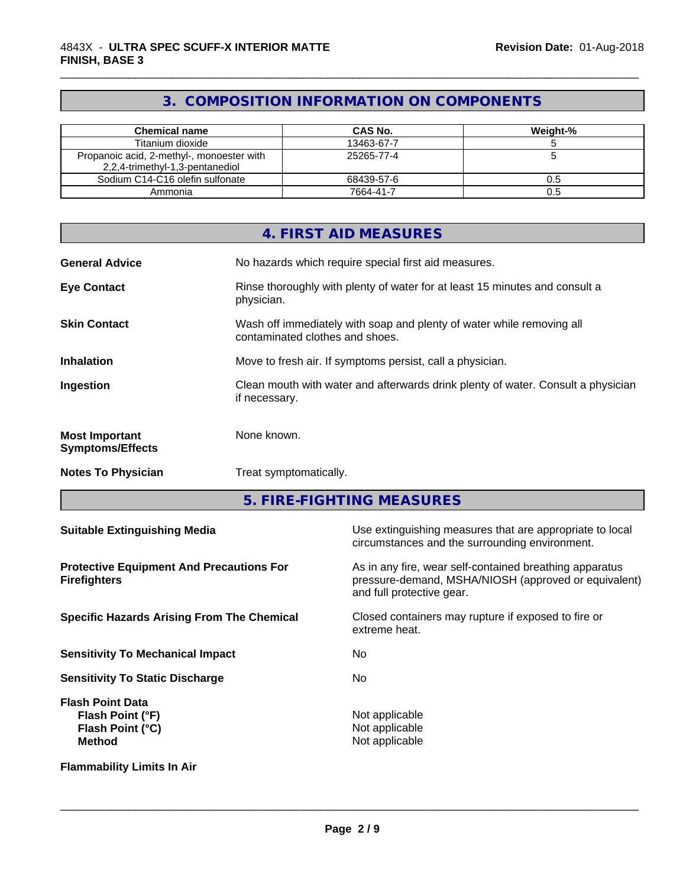## 3. COMPOSITION INFORMATION ON COMPONENTS

| Chemical name | CAS No. | Weight-% |
|---|---|---|
| Titanium dioxide | 13463-67-7 | 5 |
| Propanoic acid, 2-methyl-, monoester with 2,2,4-trimethyl-1,3-pentanediol | 25265-77-4 | 5 |
| Sodium C14-C16 olefin sulfonate | 68439-57-6 | 0.5 |
| Ammonia | 7664-41-7 | 0.5 |

## 4. FIRST AID MEASURES

**General Advice** No hazards which require special first aid measures.

**Eye Contact** Rinse thoroughly with plenty of water for at least 15 minutes and consult a physician.

**Skin Contact** Wash off immediately with soap and plenty of water while removing all contaminated clothes and shoes.

**Inhalation** Move to fresh air. If symptoms persist, call a physician.

**Ingestion** Clean mouth with water and afterwards drink plenty of water. Consult a physician if necessary.

**Most Important Symptoms/Effects** None known.

**Notes To Physician** Treat symptomatically.

## 5. FIRE-FIGHTING MEASURES

**Suitable Extinguishing Media** Use extinguishing measures that are appropriate to local circumstances and the surrounding environment.

**Protective Equipment And Precautions For Firefighters** As in any fire, wear self-contained breathing apparatus pressure-demand, MSHA/NIOSH (approved or equivalent) and full protective gear.

**Specific Hazards Arising From The Chemical** Closed containers may rupture if exposed to fire or extreme heat.

**Sensitivity To Mechanical Impact** No

**Sensitivity To Static Discharge** No

**Flash Point Data**
**Flash Point (°F)** Not applicable
**Flash Point (°C)** Not applicable
**Method** Not applicable

**Flammability Limits In Air**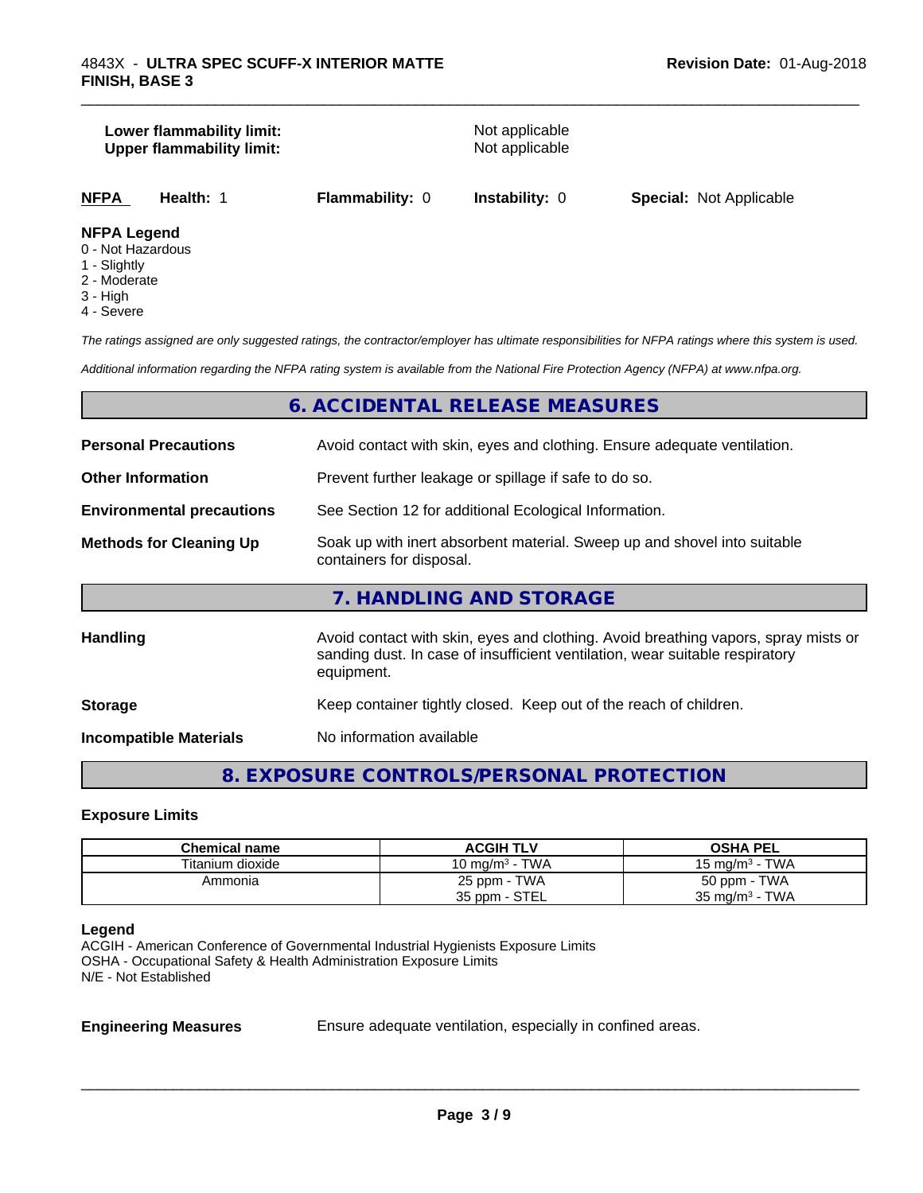**Lower flammability limit:** Not applicable
**Upper flammability limit:** Not applicable

| NFPA | Health: 1 | Flammability: 0 | Instability: 0 | Special: Not Applicable |
|---|---|---|---|---|

**NFPA Legend**
0 - Not Hazardous
1 - Slightly
2 - Moderate
3 - High
4 - Severe

*The ratings assigned are only suggested ratings, the contractor/employer has ultimate responsibilities for NFPA ratings where this system is used.*

*Additional information regarding the NFPA rating system is available from the National Fire Protection Agency (NFPA) at www.nfpa.org.*

## 6. ACCIDENTAL RELEASE MEASURES

**Personal Precautions** Avoid contact with skin, eyes and clothing. Ensure adequate ventilation.

**Other Information** Prevent further leakage or spillage if safe to do so.

**Environmental precautions** See Section 12 for additional Ecological Information.

**Methods for Cleaning Up** Soak up with inert absorbent material. Sweep up and shovel into suitable containers for disposal.

## 7. HANDLING AND STORAGE

**Handling** Avoid contact with skin, eyes and clothing. Avoid breathing vapors, spray mists or sanding dust. In case of insufficient ventilation, wear suitable respiratory equipment.

**Storage** Keep container tightly closed. Keep out of the reach of children.

**Incompatible Materials** No information available

## 8. EXPOSURE CONTROLS/PERSONAL PROTECTION

### Exposure Limits

| Chemical name | ACGIH TLV | OSHA PEL |
|---|---|---|
| Titanium dioxide | 10 mg/m³ - TWA | 15 mg/m³ - TWA |
| Ammonia | 25 ppm - TWA<br>35 ppm - STEL | 50 ppm - TWA<br>35 mg/m³ - TWA |

**Legend**
ACGIH - American Conference of Governmental Industrial Hygienists Exposure Limits
OSHA - Occupational Safety & Health Administration Exposure Limits
N/E - Not Established

**Engineering Measures** Ensure adequate ventilation, especially in confined areas.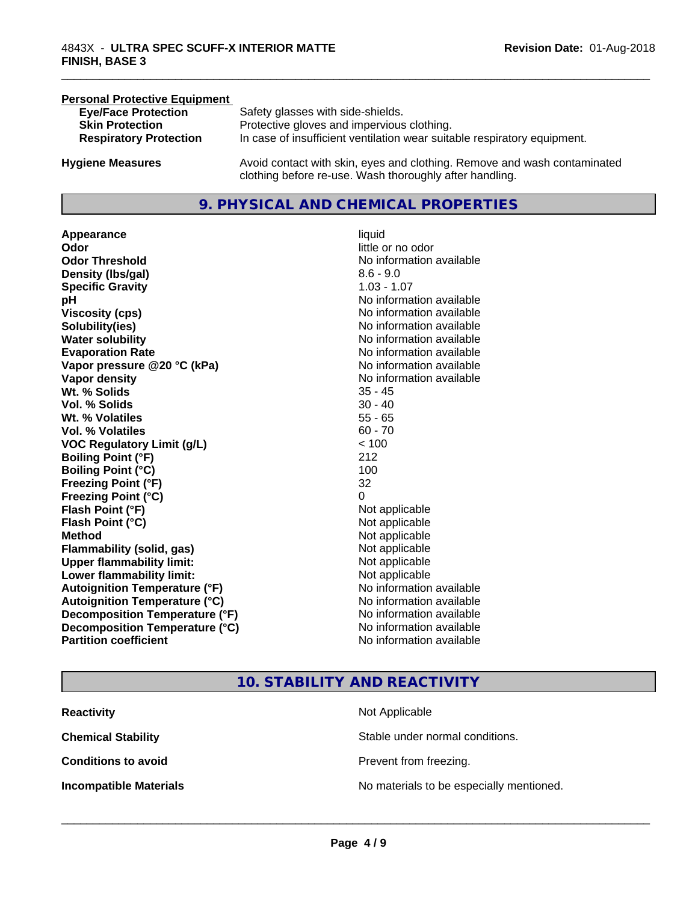**Personal Protective Equipment**

| | |
|---|---|
| **Eye/Face Protection** | Safety glasses with side-shields. |
| **Skin Protection** | Protective gloves and impervious clothing. |
| **Respiratory Protection** | In case of insufficient ventilation wear suitable respiratory equipment. |

| | |
|---|---|
| **Hygiene Measures** | Avoid contact with skin, eyes and clothing. Remove and wash contaminated clothing before re-use. Wash thoroughly after handling. |

## 9. PHYSICAL AND CHEMICAL PROPERTIES

| | |
|---|---|
| **Appearance** | liquid |
| **Odor** | little or no odor |
| **Odor Threshold** | No information available |
| **Density (lbs/gal)** | 8.6 - 9.0 |
| **Specific Gravity** | 1.03 - 1.07 |
| **pH** | No information available |
| **Viscosity (cps)** | No information available |
| **Solubility(ies)** | No information available |
| **Water solubility** | No information available |
| **Evaporation Rate** | No information available |
| **Vapor pressure @20 °C (kPa)** | No information available |
| **Vapor density** | No information available |
| **Wt. % Solids** | 35 - 45 |
| **Vol. % Solids** | 30 - 40 |
| **Wt. % Volatiles** | 55 - 65 |
| **Vol. % Volatiles** | 60 - 70 |
| **VOC Regulatory Limit (g/L)** | < 100 |
| **Boiling Point (°F)** | 212 |
| **Boiling Point (°C)** | 100 |
| **Freezing Point (°F)** | 32 |
| **Freezing Point (°C)** | 0 |
| **Flash Point (°F)** | Not applicable |
| **Flash Point (°C)** | Not applicable |
| **Method** | Not applicable |
| **Flammability (solid, gas)** | Not applicable |
| **Upper flammability limit:** | Not applicable |
| **Lower flammability limit:** | Not applicable |
| **Autoignition Temperature (°F)** | No information available |
| **Autoignition Temperature (°C)** | No information available |
| **Decomposition Temperature (°F)** | No information available |
| **Decomposition Temperature (°C)** | No information available |
| **Partition coefficient** | No information available |

## 10. STABILITY AND REACTIVITY

| | |
|---|---|
| **Reactivity** | Not Applicable |
| **Chemical Stability** | Stable under normal conditions. |
| **Conditions to avoid** | Prevent from freezing. |
| **Incompatible Materials** | No materials to be especially mentioned. |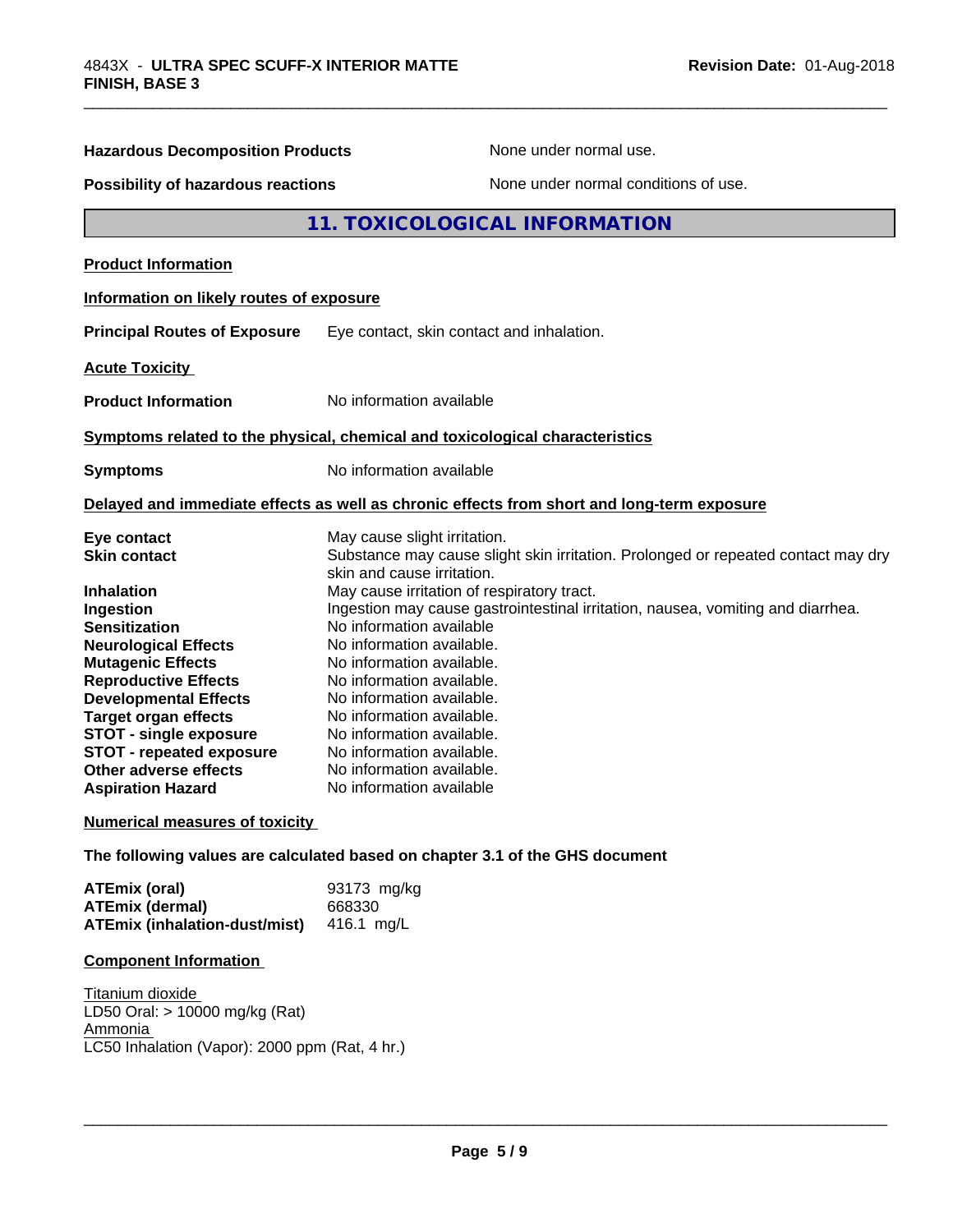**Hazardous Decomposition Products** None under normal use.

**Possibility of hazardous reactions** None under normal conditions of use.

## 11. TOXICOLOGICAL INFORMATION

**Product Information**

**Information on likely routes of exposure**

**Principal Routes of Exposure** Eye contact, skin contact and inhalation.

**Acute Toxicity**

**Product Information** No information available

**Symptoms related to the physical, chemical and toxicological characteristics**

**Symptoms** No information available

**Delayed and immediate effects as well as chronic effects from short and long-term exposure**

| | |
|---|---|
| **Eye contact** | May cause slight irritation. |
| **Skin contact** | Substance may cause slight skin irritation. Prolonged or repeated contact may dry skin and cause irritation. |
| **Inhalation** | May cause irritation of respiratory tract. |
| **Ingestion** | Ingestion may cause gastrointestinal irritation, nausea, vomiting and diarrhea. |
| **Sensitization** | No information available |
| **Neurological Effects** | No information available. |
| **Mutagenic Effects** | No information available. |
| **Reproductive Effects** | No information available. |
| **Developmental Effects** | No information available. |
| **Target organ effects** | No information available. |
| **STOT - single exposure** | No information available. |
| **STOT - repeated exposure** | No information available. |
| **Other adverse effects** | No information available. |
| **Aspiration Hazard** | No information available |

**Numerical measures of toxicity**

**The following values are calculated based on chapter 3.1 of the GHS document**

| | |
|---|---|
| **ATEmix (oral)** | 93173 mg/kg |
| **ATEmix (dermal)** | 668330 |
| **ATEmix (inhalation-dust/mist)** | 416.1 mg/L |

**Component Information**

Titanium dioxide
LD50 Oral: > 10000 mg/kg (Rat)
Ammonia
LC50 Inhalation (Vapor): 2000 ppm (Rat, 4 hr.)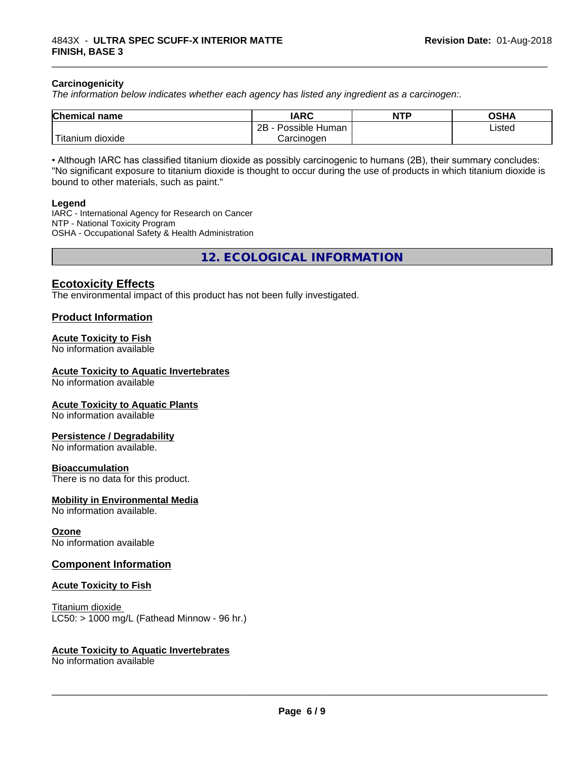### Carcinogenicity

*The information below indicates whether each agency has listed any ingredient as a carcinogen:.*

| Chemical name | IARC | NTP | OSHA |
|---|---|---|---|
| Titanium dioxide | 2B - Possible Human Carcinogen | | Listed |

• Although IARC has classified titanium dioxide as possibly carcinogenic to humans (2B), their summary concludes: "No significant exposure to titanium dioxide is thought to occur during the use of products in which titanium dioxide is bound to other materials, such as paint."

**Legend**

IARC - International Agency for Research on Cancer
NTP - National Toxicity Program
OSHA - Occupational Safety & Health Administration

## 12. ECOLOGICAL INFORMATION

### Ecotoxicity Effects

The environmental impact of this product has not been fully investigated.

### Product Information

**Acute Toxicity to Fish**
No information available

**Acute Toxicity to Aquatic Invertebrates**
No information available

**Acute Toxicity to Aquatic Plants**
No information available

**Persistence / Degradability**
No information available.

**Bioaccumulation**
There is no data for this product.

**Mobility in Environmental Media**
No information available.

**Ozone**
No information available

### Component Information

**Acute Toxicity to Fish**

Titanium dioxide
LC50: > 1000 mg/L (Fathead Minnow - 96 hr.)

**Acute Toxicity to Aquatic Invertebrates**
No information available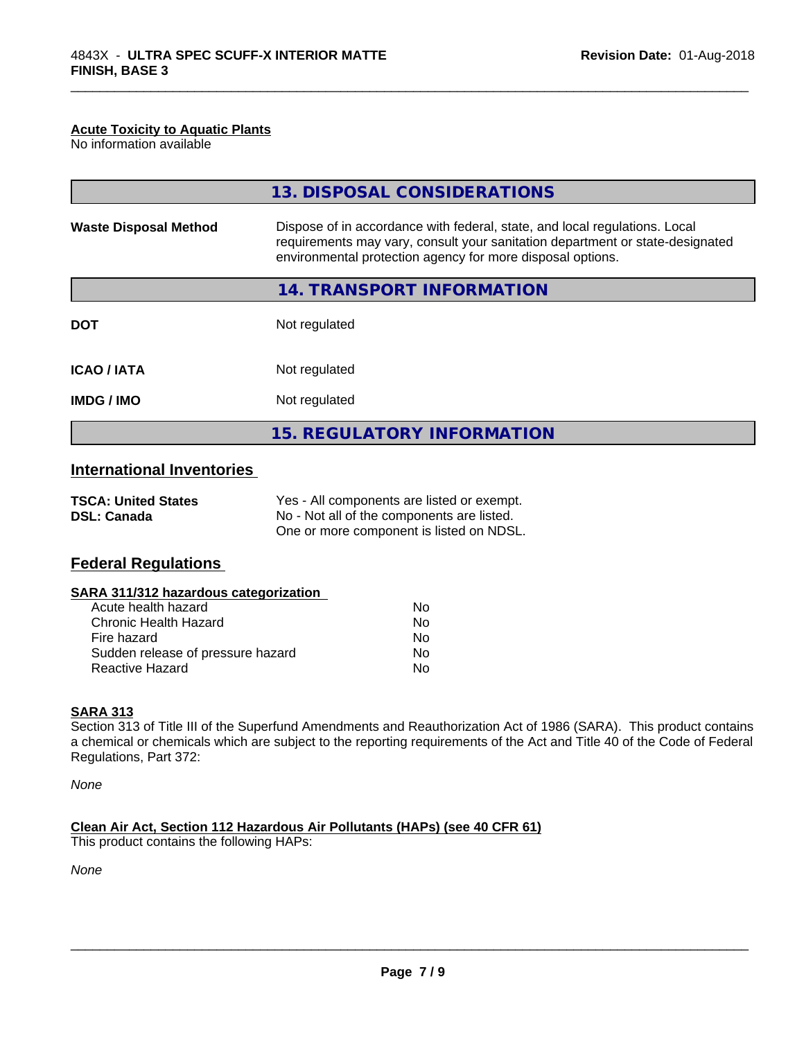#### Acute Toxicity to Aquatic Plants

No information available

## 13. DISPOSAL CONSIDERATIONS

| | |
|---|---|
| **Waste Disposal Method** | Dispose of in accordance with federal, state, and local regulations. Local requirements may vary, consult your sanitation department or state-designated environmental protection agency for more disposal options. |

## 14. TRANSPORT INFORMATION

| | |
|---|---|
| **DOT** | Not regulated |
| **ICAO / IATA** | Not regulated |
| **IMDG / IMO** | Not regulated |

## 15. REGULATORY INFORMATION

### International Inventories

| | |
|---|---|
| **TSCA: United States** | Yes - All components are listed or exempt. |
| **DSL: Canada** | No - Not all of the components are listed. One or more component is listed on NDSL. |

### Federal Regulations

#### SARA 311/312 hazardous categorization

| | |
|---|---|
| Acute health hazard | No |
| Chronic Health Hazard | No |
| Fire hazard | No |
| Sudden release of pressure hazard | No |
| Reactive Hazard | No |

#### SARA 313

Section 313 of Title III of the Superfund Amendments and Reauthorization Act of 1986 (SARA). This product contains a chemical or chemicals which are subject to the reporting requirements of the Act and Title 40 of the Code of Federal Regulations, Part 372:

*None*

#### Clean Air Act, Section 112 Hazardous Air Pollutants (HAPs) (see 40 CFR 61)

This product contains the following HAPs:

*None*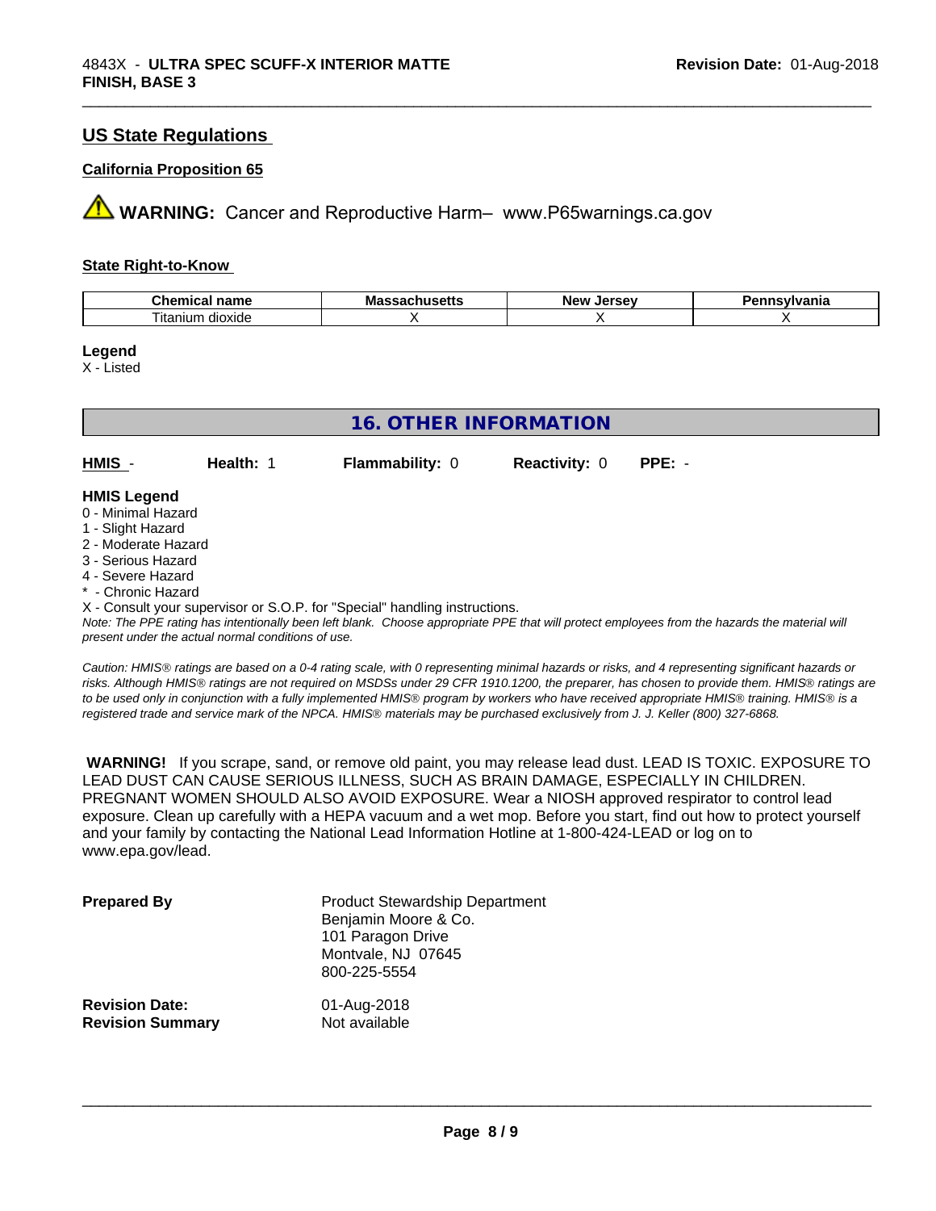## US State Regulations

### California Proposition 65

**WARNING:** Cancer and Reproductive Harm– www.P65warnings.ca.gov

### State Right-to-Know

| Chemical name | Massachusetts | New Jersey | Pennsylvania |
|---|---|---|---|
| Titanium dioxide | X | X | X |

**Legend**

X - Listed

## 16. OTHER INFORMATION

**HMIS** - **Health:** 1 **Flammability:** 0 **Reactivity:** 0 **PPE:** -

**HMIS Legend**

0 - Minimal Hazard
1 - Slight Hazard
2 - Moderate Hazard
3 - Serious Hazard
4 - Severe Hazard
* - Chronic Hazard
X - Consult your supervisor or S.O.P. for "Special" handling instructions.

*Note: The PPE rating has intentionally been left blank. Choose appropriate PPE that will protect employees from the hazards the material will present under the actual normal conditions of use.*

*Caution: HMIS® ratings are based on a 0-4 rating scale, with 0 representing minimal hazards or risks, and 4 representing significant hazards or risks. Although HMIS® ratings are not required on MSDSs under 29 CFR 1910.1200, the preparer, has chosen to provide them. HMIS® ratings are to be used only in conjunction with a fully implemented HMIS® program by workers who have received appropriate HMIS® training. HMIS® is a registered trade and service mark of the NPCA. HMIS® materials may be purchased exclusively from J. J. Keller (800) 327-6868.*

**WARNING!** If you scrape, sand, or remove old paint, you may release lead dust. LEAD IS TOXIC. EXPOSURE TO LEAD DUST CAN CAUSE SERIOUS ILLNESS, SUCH AS BRAIN DAMAGE, ESPECIALLY IN CHILDREN. PREGNANT WOMEN SHOULD ALSO AVOID EXPOSURE. Wear a NIOSH approved respirator to control lead exposure. Clean up carefully with a HEPA vacuum and a wet mop. Before you start, find out how to protect yourself and your family by contacting the National Lead Information Hotline at 1-800-424-LEAD or log on to www.epa.gov/lead.

**Prepared By**
Product Stewardship Department
Benjamin Moore & Co.
101 Paragon Drive
Montvale, NJ 07645
800-225-5554

**Revision Date:** 01-Aug-2018
**Revision Summary** Not available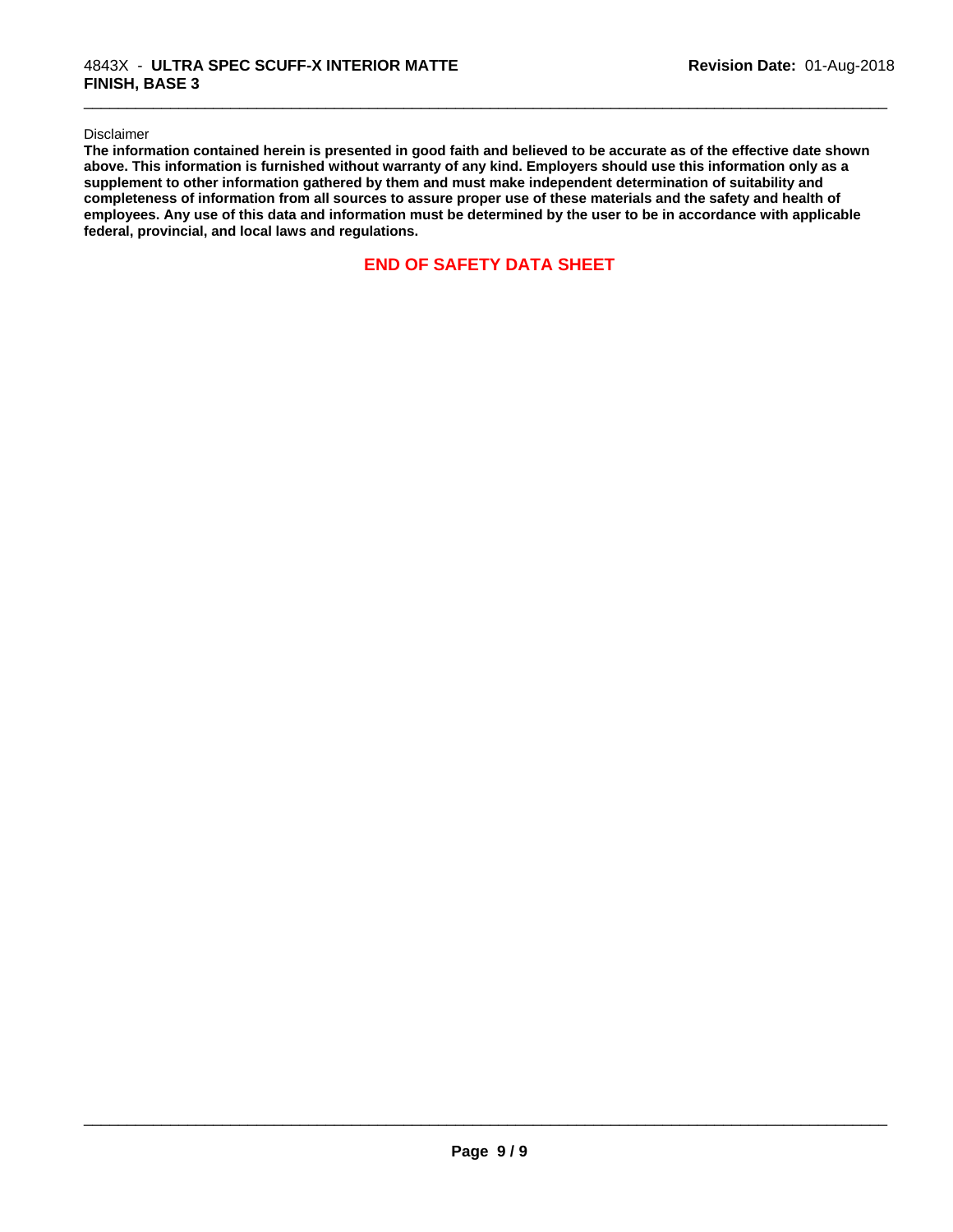Disclaimer

**The information contained herein is presented in good faith and believed to be accurate as of the effective date shown above. This information is furnished without warranty of any kind. Employers should use this information only as a supplement to other information gathered by them and must make independent determination of suitability and completeness of information from all sources to assure proper use of these materials and the safety and health of employees. Any use of this data and information must be determined by the user to be in accordance with applicable federal, provincial, and local laws and regulations.**

**END OF SAFETY DATA SHEET**